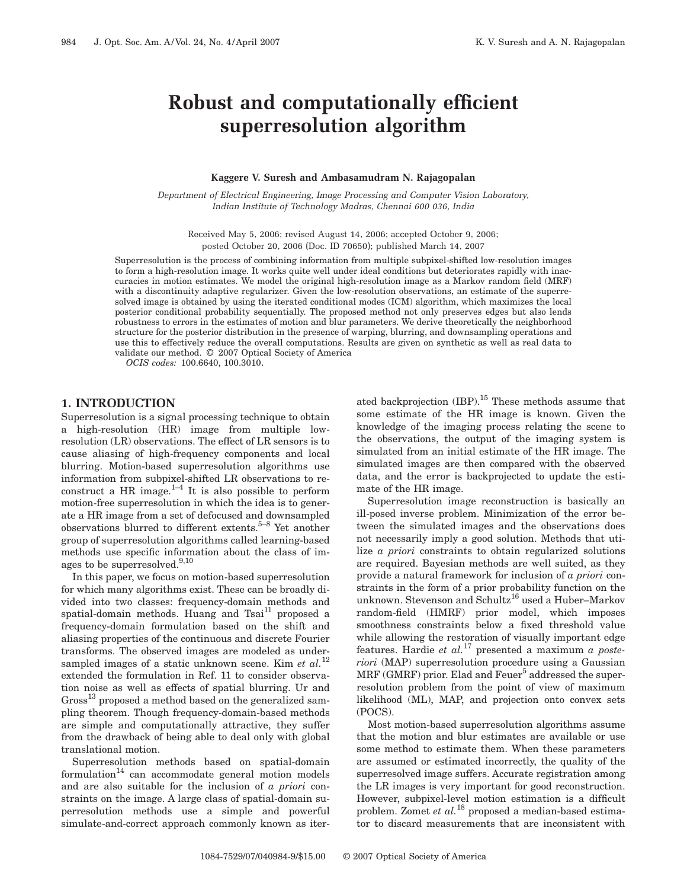# Robust and computationally efficient superresolution algorithm

**Kaggere V. Suresh and Ambasamudram N. Rajagopalan**

*Department of Electrical Engineering, Image Processing and Computer Vision Laboratory, Indian Institute of Technology Madras, Chennai 600 036, India*

Received May 5, 2006; revised August 14, 2006; accepted October 9, 2006; posted October 20, 2006 (Doc. ID 70650); published March 14, 2007

Superresolution is the process of combining information from multiple subpixel-shifted low-resolution images to form a high-resolution image. It works quite well under ideal conditions but deteriorates rapidly with inaccuracies in motion estimates. We model the original high-resolution image as a Markov random field (MRF) with a discontinuity adaptive regularizer. Given the low-resolution observations, an estimate of the superresolved image is obtained by using the iterated conditional modes (ICM) algorithm, which maximizes the local posterior conditional probability sequentially. The proposed method not only preserves edges but also lends robustness to errors in the estimates of motion and blur parameters. We derive theoretically the neighborhood structure for the posterior distribution in the presence of warping, blurring, and downsampling operations and use this to effectively reduce the overall computations. Results are given on synthetic as well as real data to validate our method. © 2007 Optical Society of America

*OCIS codes:* 100.6640, 100.3010.

## 1. INTRODUCTION

Superresolution is a signal processing technique to obtain a high-resolution (HR) image from multiple low-resolution (LR) observations. The effect of LR sensors is to cause aliasing of high-frequency components and local blurring. Motion-based superresolution algorithms use information from subpixel-shifted LR observations to reconstruct a HR image.[1–4] It is also possible to perform motion-free superresolution in which the idea is to generate a HR image from a set of defocused and downsampled observations blurred to different extents.[5–8] Yet another group of superresolution algorithms called learning-based methods use specific information about the class of images to be superresolved.[9,10]

In this paper, we focus on motion-based superresolution for which many algorithms exist. These can be broadly divided into two classes: frequency-domain methods and spatial-domain methods. Huang and Tsai[11] proposed a frequency-domain formulation based on the shift and aliasing properties of the continuous and discrete Fourier transforms. The observed images are modeled as undersampled images of a static unknown scene. Kim *et al.*[12] extended the formulation in Ref. 11 to consider observation noise as well as effects of spatial blurring. Ur and Gross[13] proposed a method based on the generalized sampling theorem. Though frequency-domain-based methods are simple and computationally attractive, they suffer from the drawback of being able to deal only with global translational motion.

Superresolution methods based on spatial-domain formulation[14] can accommodate general motion models and are also suitable for the inclusion of *a priori* constraints on the image. A large class of spatial-domain superresolution methods use a simple and powerful simulate-and-correct approach commonly known as iterated backprojection (IBP).[15] These methods assume that some estimate of the HR image is known. Given the knowledge of the imaging process relating the scene to the observations, the output of the imaging system is simulated from an initial estimate of the HR image. The simulated images are then compared with the observed data, and the error is backprojected to update the estimate of the HR image.

Superresolution image reconstruction is basically an ill-posed inverse problem. Minimization of the error between the simulated images and the observations does not necessarily imply a good solution. Methods that utilize *a priori* constraints to obtain regularized solutions are required. Bayesian methods are well suited, as they provide a natural framework for inclusion of *a priori* constraints in the form of a prior probability function on the unknown. Stevenson and Schultz[16] used a Huber–Markov random-field (HMRF) prior model, which imposes smoothness constraints below a fixed threshold value while allowing the restoration of visually important edge features. Hardie *et al.*[17] presented a maximum *a posteriori* (MAP) superresolution procedure using a Gaussian MRF (GMRF) prior. Elad and Feuer[5] addressed the superresolution problem from the point of view of maximum likelihood (ML), MAP, and projection onto convex sets (POCS).

Most motion-based superresolution algorithms assume that the motion and blur estimates are available or use some method to estimate them. When these parameters are assumed or estimated incorrectly, the quality of the superresolved image suffers. Accurate registration among the LR images is very important for good reconstruction. However, subpixel-level motion estimation is a difficult problem. Zomet *et al.*[18] proposed a median-based estimator to discard measurements that are inconsistent with

1084-7529/07/040984-9/$15.00 © 2007 Optical Society of America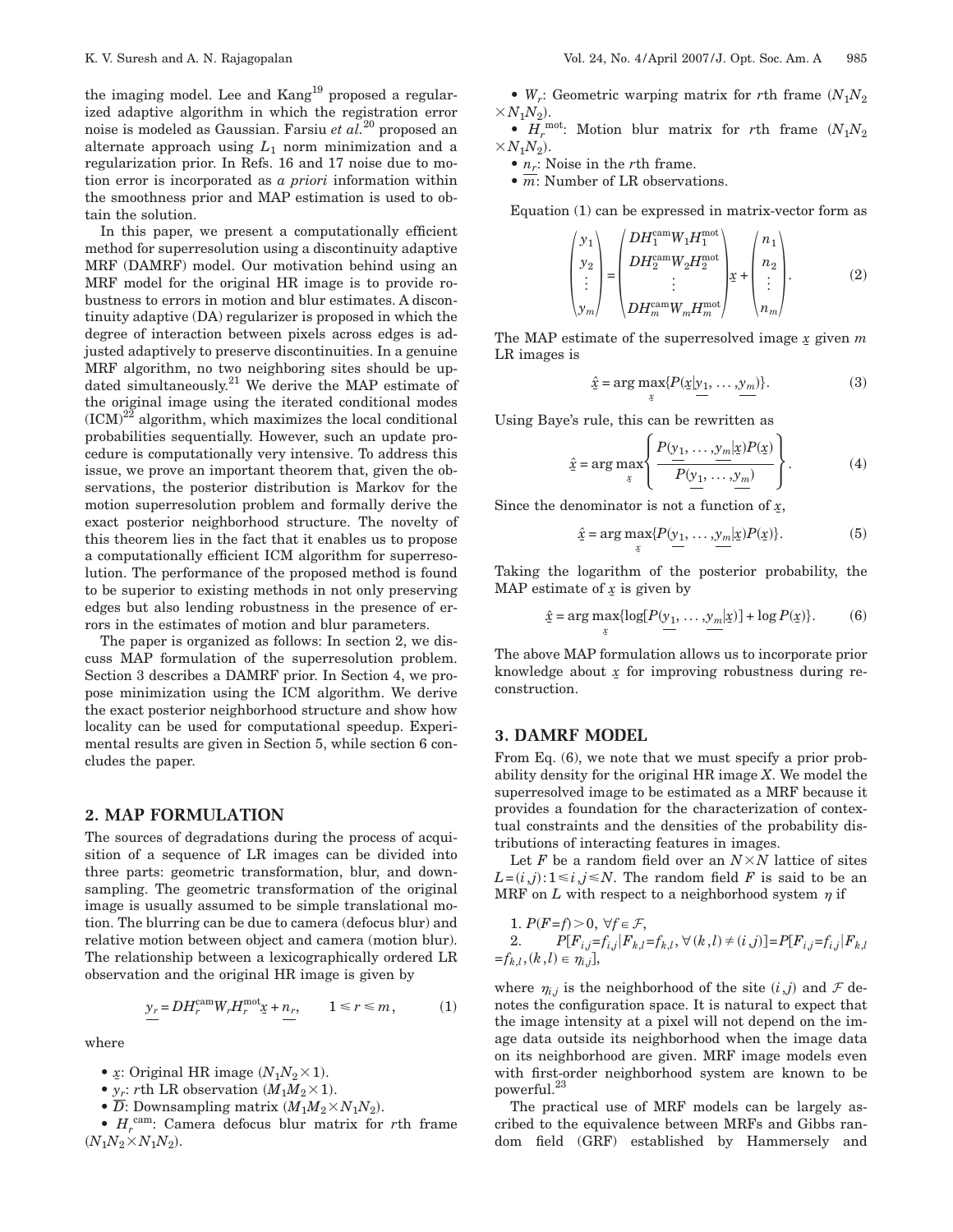the imaging model. Lee and Kang[19] proposed a regularized adaptive algorithm in which the registration error noise is modeled as Gaussian. Farsiu *et al.*[20] proposed an alternate approach using $L_1$ norm minimization and a regularization prior. In Refs. 16 and 17 noise due to motion error is incorporated as *a priori* information within the smoothness prior and MAP estimation is used to obtain the solution.

In this paper, we present a computationally efficient method for superresolution using a discontinuity adaptive MRF (DAMRF) model. Our motivation behind using an MRF model for the original HR image is to provide robustness to errors in motion and blur estimates. A discontinuity adaptive (DA) regularizer is proposed in which the degree of interaction between pixels across edges is adjusted adaptively to preserve discontinuities. In a genuine MRF algorithm, no two neighboring sites should be updated simultaneously.[21] We derive the MAP estimate of the original image using the iterated conditional modes (ICM)[22] algorithm, which maximizes the local conditional probabilities sequentially. However, such an update procedure is computationally very intensive. To address this issue, we prove an important theorem that, given the observations, the posterior distribution is Markov for the motion superresolution problem and formally derive the exact posterior neighborhood structure. The novelty of this theorem lies in the fact that it enables us to propose a computationally efficient ICM algorithm for superresolution. The performance of the proposed method is found to be superior to existing methods in not only preserving edges but also lending robustness in the presence of errors in the estimates of motion and blur parameters.

The paper is organized as follows: In section 2, we discuss MAP formulation of the superresolution problem. Section 3 describes a DAMRF prior. In Section 4, we propose minimization using the ICM algorithm. We derive the exact posterior neighborhood structure and show how locality can be used for computational speedup. Experimental results are given in Section 5, while section 6 concludes the paper.

## 2. MAP FORMULATION

The sources of degradations during the process of acquisition of a sequence of LR images can be divided into three parts: geometric transformation, blur, and downsampling. The geometric transformation of the original image is usually assumed to be simple translational motion. The blurring can be due to camera (defocus blur) and relative motion between object and camera (motion blur). The relationship between a lexicographically ordered LR observation and the original HR image is given by

$$\underline{y}_r = DH_r^{\text{cam}}W_rH_r^{\text{mot}}\underline{x} + \underline{n}_r, \qquad 1 \leq r \leq m, \tag{1}$$

where

- $\underline{x}$: Original HR image ($N_1N_2 \times 1$).
- $\underline{y}_r$: $r$th LR observation ($M_1M_2 \times 1$).
- $\overline{D}$: Downsampling matrix ($M_1M_2 \times N_1N_2$).
- $H_r^{\text{cam}}$: Camera defocus blur matrix for $r$th frame ($N_1N_2 \times N_1N_2$).
- $W_r$: Geometric warping matrix for $r$th frame ($N_1N_2 \times N_1N_2$).
- $H_r^{\text{mot}}$: Motion blur matrix for $r$th frame ($N_1N_2 \times N_1N_2$).
- $n_r$: Noise in the $r$th frame.
- $\overline{m}$: Number of LR observations.

Equation (1) can be expressed in matrix-vector form as

$$\begin{pmatrix} y_1 \\ y_2 \\ \vdots \\ y_m \end{pmatrix} = \begin{pmatrix} DH_1^{\text{cam}}W_1H_1^{\text{mot}} \\ DH_2^{\text{cam}}W_2H_2^{\text{mot}} \\ \vdots \\ DH_m^{\text{cam}}W_mH_m^{\text{mot}} \end{pmatrix} \underline{x} + \begin{pmatrix} n_1 \\ n_2 \\ \vdots \\ n_m \end{pmatrix}. \tag{2}$$

The MAP estimate of the superresolved image $\underline{x}$ given $m$ LR images is

$$\hat{\underline{x}} = \arg\max_{\underline{x}}\{P(\underline{x}|\underline{y_1}, \ldots, \underline{y_m})\}. \tag{3}$$

Using Baye's rule, this can be rewritten as

$$\hat{\underline{x}} = \arg\max_{\underline{x}}\left\{\frac{P(\underline{y_1}, \ldots, \underline{y_m}|\underline{x})P(\underline{x})}{P(\underline{y_1}, \ldots, \underline{y_m})}\right\}. \tag{4}$$

Since the denominator is not a function of $\underline{x}$,

$$\hat{\underline{x}} = \arg\max_{\underline{x}}\{P(\underline{y_1}, \ldots, \underline{y_m}|\underline{x})P(\underline{x})\}. \tag{5}$$

Taking the logarithm of the posterior probability, the MAP estimate of $\underline{x}$ is given by

$$\hat{\underline{x}} = \arg\max_{\underline{x}}\{\log[P(\underline{y_1}, \ldots, \underline{y_m}|\underline{x})] + \log P(\underline{x})\}. \tag{6}$$

The above MAP formulation allows us to incorporate prior knowledge about $\underline{x}$ for improving robustness during reconstruction.

## 3. DAMRF MODEL

From Eq. (6), we note that we must specify a prior probability density for the original HR image $X$. We model the superresolved image to be estimated as a MRF because it provides a foundation for the characterization of contextual constraints and the densities of the probability distributions of interacting features in images.

Let $F$ be a random field over an $N \times N$ lattice of sites $L = (i,j): 1 \leq i,j \leq N$. The random field $F$ is said to be an MRF on $L$ with respect to a neighborhood system $\eta$ if

1. $P(F=f) > 0, \ \forall f \in \mathcal{F}$,
2. $P[F_{i,j}=f_{i,j}|F_{k,l}=f_{k,l}, \forall (k,l) \neq (i,j)] = P[F_{i,j}=f_{i,j}|F_{k,l}=f_{k,l}, (k,l) \in \eta_{i,j}]$,

where $\eta_{i,j}$ is the neighborhood of the site $(i,j)$ and $\mathcal{F}$ denotes the configuration space. It is natural to expect that the image intensity at a pixel will not depend on the image data outside its neighborhood when the image data on its neighborhood are given. MRF image models even with first-order neighborhood system are known to be powerful.[23]

The practical use of MRF models can be largely ascribed to the equivalence between MRFs and Gibbs random field (GRF) established by Hammersely and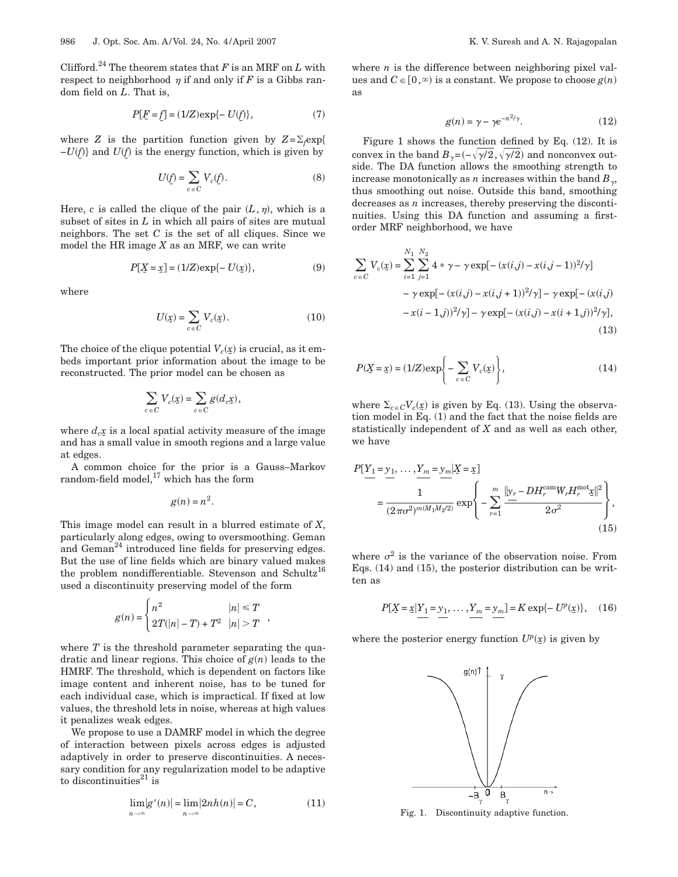Clifford.[24] The theorem states that $F$ is an MRF on $L$ with respect to neighborhood $\eta$ if and only if $F$ is a Gibbs random field on $L$. That is,

$$P[\underline{F}=\underline{f}]=(1/Z)\exp\{-U(\underline{f})\}, \tag{7}$$

where $Z$ is the partition function given by $Z=\Sigma_{\underline{f}}\exp\{-U(\underline{f})\}$ and $U(\underline{f})$ is the energy function, which is given by

$$U(\underline{f})=\sum_{c\in C}V_c(\underline{f}). \tag{8}$$

Here, $c$ is called the clique of the pair $(L,\eta)$, which is a subset of sites in $L$ in which all pairs of sites are mutual neighbors. The set $C$ is the set of all cliques. Since we model the HR image $X$ as an MRF, we can write

$$P[\underline{X}=\underline{x}]=(1/Z)\exp\{-U(\underline{x})\}, \tag{9}$$

where

$$U(\underline{x})=\sum_{c\in C}V_c(\underline{x}). \tag{10}$$

The choice of the clique potential $V_c(\underline{x})$ is crucial, as it embeds important prior information about the image to be reconstructed. The prior model can be chosen as

$$\sum_{c\in C}V_c(\underline{x})=\sum_{c\in C}g(d_c\underline{x}),$$

where $d_c\underline{x}$ is a local spatial activity measure of the image and has a small value in smooth regions and a large value at edges.

A common choice for the prior is a Gauss–Markov random-field model,[17] which has the form

$$g(n)=n^2.$$

This image model can result in a blurred estimate of $X$, particularly along edges, owing to oversmoothing. Geman and Geman[24] introduced line fields for preserving edges. But the use of line fields which are binary valued makes the problem nondifferentiable. Stevenson and Schultz[16] used a discontinuity preserving model of the form

$$g(n)=\begin{cases}n^2 & |n|\le T\\ 2T(|n|-T)+T^2 & |n|>T\end{cases},$$

where $T$ is the threshold parameter separating the quadratic and linear regions. This choice of $g(n)$ leads to the HMRF. The threshold, which is dependent on factors like image content and inherent noise, has to be tuned for each individual case, which is impractical. If fixed at low values, the threshold lets in noise, whereas at high values it penalizes weak edges.

We propose to use a DAMRF model in which the degree of interaction between pixels across edges is adjusted adaptively in order to preserve discontinuities. A necessary condition for any regularization model to be adaptive to discontinuities[21] is

$$\lim_{n\to\infty}|g'(n)|=\lim_{n\to\infty}|2nh(n)|=C, \tag{11}$$

where $n$ is the difference between neighboring pixel values and $C\in[0,\infty)$ is a constant. We propose to choose $g(n)$ as

$$g(n)=\gamma-\gamma e^{-n^2/\gamma}. \tag{12}$$

Figure 1 shows the function defined by Eq. (12). It is convex in the band $B_\gamma=(-\sqrt{\gamma/2},\sqrt{\gamma/2})$ and nonconvex outside. The DA function allows the smoothing strength to increase monotonically as $n$ increases within the band $B_\gamma$, thus smoothing out noise. Outside this band, smoothing decreases as $n$ increases, thereby preserving the discontinuities. Using this DA function and assuming a first-order MRF neighborhood, we have

$$\begin{aligned}\sum_{c\in C}V_c(\underline{x})=\sum_{i=1}^{N_1}\sum_{j=1}^{N_2}4*\gamma-\gamma\exp[-(x(i,j)-x(i,j-1))^2/\gamma]\\ -\gamma\exp[-(x(i,j)-x(i,j+1))^2/\gamma]-\gamma\exp[-(x(i,j)\\ -x(i-1,j))^2/\gamma]-\gamma\exp[-(x(i,j)-x(i+1,j))^2/\gamma],\end{aligned} \tag{13}$$

$$P(\underline{X}=\underline{x})=(1/Z)\exp\left\{-\sum_{c\in C}V_c(\underline{x})\right\}, \tag{14}$$

where $\Sigma_{c\in C}V_c(\underline{x})$ is given by Eq. (13). Using the observation model in Eq. (1) and the fact that the noise fields are statistically independent of $X$ and as well as each other, we have

$$\begin{aligned}P[\underline{Y_1}=\underline{y_1},\ldots,\underline{Y_m}=\underline{y_m}|\underline{X}=\underline{x}]\\ =\frac{1}{(2\pi\sigma^2)^{m(M_1M_2/2)}}\exp\left\{-\sum_{r=1}^{m}\frac{\|\underline{y_r}-DH_r^{\text{cam}}W_rH_r^{\text{mot}}\underline{x}\|^2}{2\sigma^2}\right\},\end{aligned} \tag{15}$$

where $\sigma^2$ is the variance of the observation noise. From Eqs. (14) and (15), the posterior distribution can be written as

$$P[\underline{X}=\underline{x}|\underline{Y_1}=\underline{y_1},\ldots,\underline{Y_m}=\underline{y_m}]=K\exp\{-U^p(\underline{x})\}, \tag{16}$$

where the posterior energy function $U^p(\underline{x})$ is given by

Fig. 1. Discontinuity adaptive function.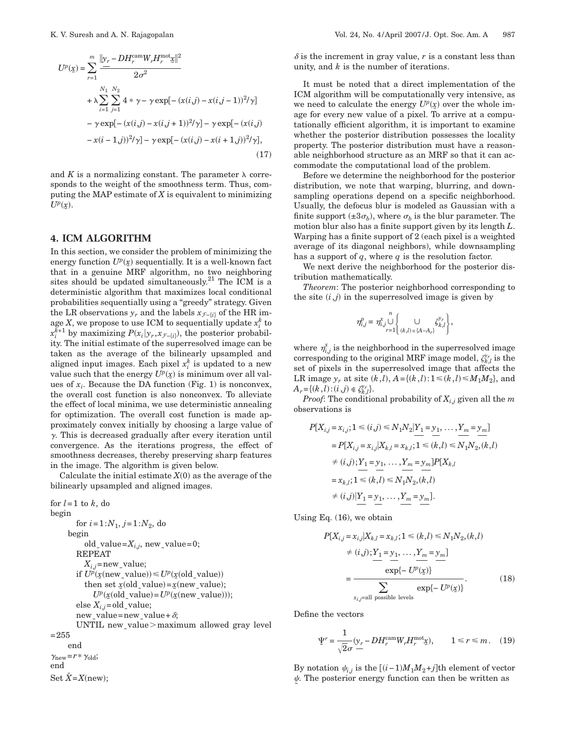$$U^p(\underline{x}) = \sum_{r=1}^{m} \frac{\|\underline{y}_r - DH_r^{\text{cam}} W_r H_r^{\text{mot}} \underline{x}\|^2}{2\sigma^2} + \lambda \sum_{i=1}^{N_1} \sum_{j=1}^{N_2} 4 * \gamma - \gamma \exp[-(x(i,j) - x(i,j-1))^2/\gamma] - \gamma \exp[-(x(i,j) - x(i,j+1))^2/\gamma] - \gamma \exp[-(x(i,j) - x(i-1,j))^2/\gamma] - \gamma \exp[-(x(i,j) - x(i+1,j))^2/\gamma], \tag{17}$$

and $K$ is a normalizing constant. The parameter $\lambda$ corresponds to the weight of the smoothness term. Thus, computing the MAP estimate of $X$ is equivalent to minimizing $U^p(\underline{x})$.

## 4. ICM ALGORITHM

In this section, we consider the problem of minimizing the energy function $U^p(\underline{x})$ sequentially. It is a well-known fact that in a genuine MRF algorithm, no two neighboring sites should be updated simultaneously.[21] The ICM is a deterministic algorithm that maximizes local conditional probabilities sequentially using a "greedy" strategy. Given the LR observations $y_r$ and the labels $x_{\mathcal{F}-\{i\}}$ of the HR image $X$, we propose to use ICM to sequentially update $x_i^k$ to $x_i^{k+1}$ by maximizing $P(x_i|y_r, x_{\mathcal{F}-\{i\}})$, the posterior probability. The initial estimate of the superresolved image can be taken as the average of the bilinearly upsampled and aligned input images. Each pixel $x_i^k$ is updated to a new value such that the energy $U^p(\underline{x})$ is minimum over all values of $x_i$. Because the DA function (Fig. 1) is nonconvex, the overall cost function is also nonconvex. To alleviate the effect of local minima, we use deterministic annealing for optimization. The overall cost function is made approximately convex initially by choosing a large value of $\gamma$. This is decreased gradually after every iteration until convergence. As the iterations progress, the effect of smoothness decreases, thereby preserving sharp features in the image. The algorithm is given below.

Calculate the initial estimate $X(0)$ as the average of the bilinearly upsampled and aligned images.

```
for l=1 to k, do
begin
      for i=1:N1, j=1:N2, do
    begin
        old_value=X_{i,j}, new_value=0;
        REPEAT
          X_{i,j}=new_value;
        if U^p(x(new_value)) ≤ U^p(x(old_value))
          then set x(old_value)=x(new_value);
              U^p(x(old_value)=U^p(x(new_value)));
        else X_{i,j}=old_value;
        new_value=new_value+δ;
        UNTIL new_value>maximum allowed gray level
=255
      end
γ_new=r*γ_old;
end
Set X̂=X(new);
```

$\delta$ is the increment in gray value, $r$ is a constant less than unity, and $k$ is the number of iterations.

It must be noted that a direct implementation of the ICM algorithm will be computationally very intensive, as we need to calculate the energy $U^p(\underline{x})$ over the whole image for every new value of a pixel. To arrive at a computationally efficient algorithm, it is important to examine whether the posterior distribution possesses the locality property. The posterior distribution must have a reasonable neighborhood structure as an MRF so that it can accommodate the computational load of the problem.

Before we determine the neighborhood for the posterior distribution, we note that warping, blurring, and downsampling operations depend on a specific neighborhood. Usually, the defocus blur is modeled as Gaussian with a finite support ($\pm 3\sigma_b$), where $\sigma_b$ is the blur parameter. The motion blur also has a finite support given by its length $L$. Warping has a finite support of 2 (each pixel is a weighted average of its diagonal neighbors), while downsampling has a support of $q$, where $q$ is the resolution factor.

We next derive the neighborhood for the posterior distribution mathematically.

*Theorem*: The posterior neighborhood corresponding to the site $(i,j)$ in the superresolved image is given by

$$\eta_{i,j}^p = \eta_{i,j}^x \bigcup_{r=1}^{n} \left\{ \bigcup_{(k,l)\in\{A-A_r\}} \zeta_{k,l}^{y_r} \right\},$$

where $\eta_{i,j}^x$ is the neighborhood in the superresolved image corresponding to the original MRF image model, $\zeta_{k,l}^{y_r}$ is the set of pixels in the superresolved image that affects the LR image $y_r$ at site $(k,l)$, $A=\{(k,l):1 \leq (k,l) \leq M_1M_2\}$, and $A_r=\{(k,l):(i,j) \notin \zeta_{k,l}^{y_r}\}$.

*Proof*: The conditional probability of $X_{i,j}$ given all the $m$ observations is

$$\begin{aligned} P[X_{i,j} = x_{i,j}; 1 \leq (i,j) \leq N_1N_2 | \underline{Y_1} = \underline{y_1}, \ldots, \underline{Y_m} = \underline{y_m}] &= P[X_{i,j} = x_{i,j} | X_{k,l} = x_{k,l}; 1 \leq (k,l) \leq N_1N_2, (k,l) \\ &\neq (i,j); \underline{Y_1} = \underline{y_1}, \ldots, \underline{Y_m} = \underline{y_m}] P[X_{k,l} \\ &= x_{k,l}; 1 \leq (k,l) \leq N_1N_2, (k,l) \\ &\neq (i,j) | \underline{Y_1} = \underline{y_1}, \ldots, \underline{Y_m} = \underline{y_m}]. \end{aligned}$$

Using Eq. (16), we obtain

$$P[X_{i,j} = x_{i,j} | X_{k,l} = x_{k,l}; 1 \leq (k,l) \leq N_1N_2, (k,l) \neq (i,j); \underline{Y_1} = \underline{y_1}, \ldots, \underline{Y_m} = \underline{y_m}] = \frac{\exp\{-U^p(\underline{x})\}}{\sum_{x_{i,j}=\text{all possible levels}} \exp\{-U^p(\underline{x})\}}. \tag{18}$$

Define the vectors

$$\underline{\Psi}^r = \frac{1}{\sqrt{2}\sigma} (\underline{y}_r - DH_r^{\text{cam}} W_r H_r^{\text{mot}} \underline{x}), \qquad 1 \leq r \leq m. \tag{19}$$

By notation $\psi_{i,j}$ is the $[(i-1)M_1M_2+j]$th element of vector $\underline{\psi}$. The posterior energy function can then be written as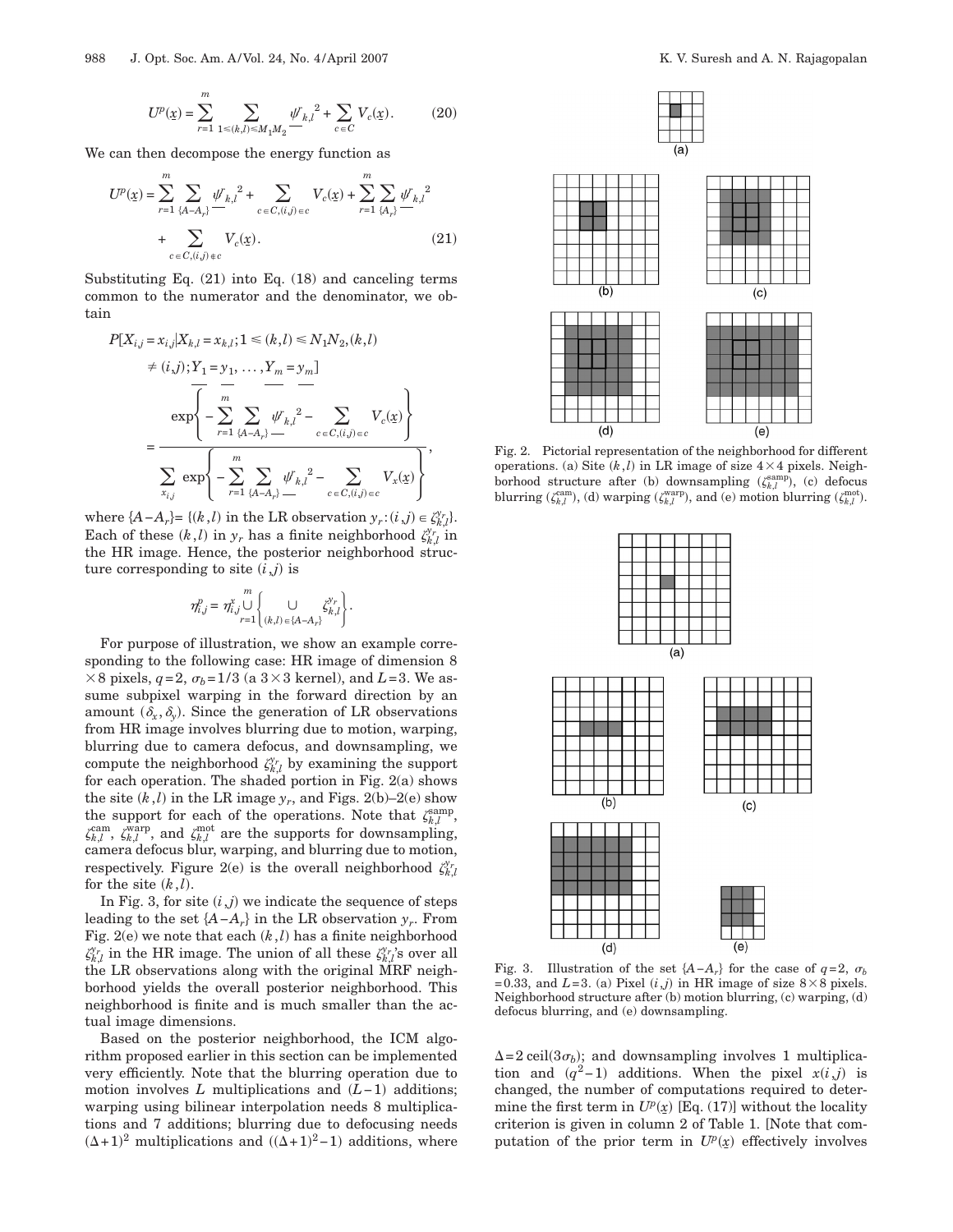$$U^p(\underline{x}) = \sum_{r=1}^{m} \sum_{1 \le (k,l) \le M_1 M_2} \underline{\psi^r}_{k,l}{}^2 + \sum_{c \in C} V_c(\underline{x}). \quad (20)$$

We can then decompose the energy function as

$$U^p(\underline{x}) = \sum_{r=1}^{m} \sum_{\{A-A_r\}} \underline{\psi^r}_{k,l}{}^2 + \sum_{c \in C,(i,j) \in c} V_c(\underline{x}) + \sum_{r=1}^{m} \sum_{\{A_r\}} \underline{\psi^r}_{k,l}{}^2 + \sum_{c \in C,(i,j) \notin c} V_c(\underline{x}). \quad (21)$$

Substituting Eq. (21) into Eq. (18) and canceling terms common to the numerator and the denominator, we obtain

$$P[X_{i,j} = x_{i,j} | X_{k,l} = x_{k,l}; 1 \le (k,l) \le N_1 N_2, (k,l) \ne (i,j); \underline{Y_1} = \underline{y_1}, \ldots, \underline{Y_m} = \underline{y_m}] = \frac{\exp\left\{ -\sum_{r=1}^{m} \sum_{\{A-A_r\}} \underline{\psi^r}_{k,l}{}^2 - \sum_{c \in C,(i,j) \in c} V_c(\underline{x}) \right\}}{\sum_{x_{i,j}} \exp\left\{ -\sum_{r=1}^{m} \sum_{\{A-A_r\}} \underline{\psi^r}_{k,l}{}^2 - \sum_{c \in C,(i,j) \in c} V_x(\underline{x}) \right\}},$$

where $\{A-A_r\} = \{(k,l)$ in the LR observation $y_r : (i,j) \in \zeta_{k,l}^{y_r}\}$. Each of these $(k,l)$ in $y_r$ has a finite neighborhood $\zeta_{k,l}^{y_r}$ in the HR image. Hence, the posterior neighborhood structure corresponding to site $(i,j)$ is

$$\eta_{i,j}^p = \eta_{i,j}^x \bigcup_{r=1}^{m} \left\{ \bigcup_{(k,l) \in \{A-A_r\}} \zeta_{k,l}^{y_r} \right\}.$$

For purpose of illustration, we show an example corresponding to the following case: HR image of dimension $8 \times 8$ pixels, $q=2$, $\sigma_b = 1/3$ (a $3 \times 3$ kernel), and $L=3$. We assume subpixel warping in the forward direction by an amount $(\delta_x, \delta_y)$. Since the generation of LR observations from HR image involves blurring due to motion, warping, blurring due to camera defocus, and downsampling, we compute the neighborhood $\zeta_{k,l}^{y_r}$ by examining the support for each operation. The shaded portion in Fig. 2(a) shows the site $(k,l)$ in the LR image $y_r$, and Figs. 2(b)–2(e) show the support for each of the operations. Note that $\zeta_{k,l}^{\text{samp}}$, $\zeta_{k,l}^{\text{cam}}$, $\zeta_{k,l}^{\text{warp}}$, and $\zeta_{k,l}^{\text{mot}}$ are the supports for downsampling, camera defocus blur, warping, and blurring due to motion, respectively. Figure 2(e) is the overall neighborhood $\zeta_{k,l}^{y_r}$ for the site $(k,l)$.

In Fig. 3, for site $(i,j)$ we indicate the sequence of steps leading to the set $\{A-A_r\}$ in the LR observation $y_r$. From Fig. 2(e) we note that each $(k,l)$ has a finite neighborhood $\zeta_{k,l}^{y_r}$ in the HR image. The union of all these $\zeta_{k,l}^{y_r}$'s over all the LR observations along with the original MRF neighborhood yields the overall posterior neighborhood. This neighborhood is finite and is much smaller than the actual image dimensions.

Based on the posterior neighborhood, the ICM algorithm proposed earlier in this section can be implemented very efficiently. Note that the blurring operation due to motion involves $L$ multiplications and $(L-1)$ additions; warping using bilinear interpolation needs 8 multiplications and 7 additions; blurring due to defocusing needs $(\Delta+1)^2$ multiplications and $((\Delta+1)^2-1)$ additions, where $\Delta = 2\,\text{ceil}(3\sigma_b)$; and downsampling involves 1 multiplication and $(q^2-1)$ additions. When the pixel $x(i,j)$ is changed, the number of computations required to determine the first term in $U^p(\underline{x})$ [Eq. (17)] without the locality criterion is given in column 2 of Table 1. [Note that computation of the prior term in $U^p(\underline{x})$ effectively involves

Fig. 2. Pictorial representation of the neighborhood for different operations. (a) Site $(k,l)$ in LR image of size $4 \times 4$ pixels. Neighborhood structure after (b) downsampling ($\zeta_{k,l}^{\text{samp}}$), (c) defocus blurring ($\zeta_{k,l}^{\text{cam}}$), (d) warping ($\zeta_{k,l}^{\text{warp}}$), and (e) motion blurring ($\zeta_{k,l}^{\text{mot}}$).

Fig. 3. Illustration of the set $\{A-A_r\}$ for the case of $q=2$, $\sigma_b = 0.33$, and $L=3$. (a) Pixel $(i,j)$ in HR image of size $8 \times 8$ pixels. Neighborhood structure after (b) motion blurring, (c) warping, (d) defocus blurring, and (e) downsampling.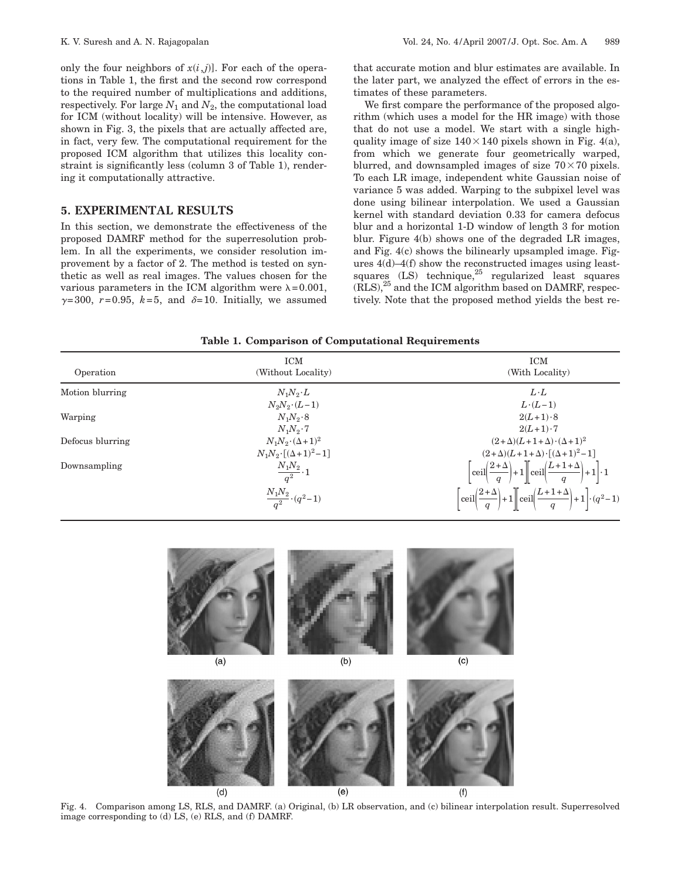only the four neighbors of $x(i,j)$]. For each of the operations in Table 1, the first and the second row correspond to the required number of multiplications and additions, respectively. For large $N_1$ and $N_2$, the computational load for ICM (without locality) will be intensive. However, as shown in Fig. 3, the pixels that are actually affected are, in fact, very few. The computational requirement for the proposed ICM algorithm that utilizes this locality constraint is significantly less (column 3 of Table 1), rendering it computationally attractive.

## 5. EXPERIMENTAL RESULTS

In this section, we demonstrate the effectiveness of the proposed DAMRF method for the superresolution problem. In all the experiments, we consider resolution improvement by a factor of 2. The method is tested on synthetic as well as real images. The values chosen for the various parameters in the ICM algorithm were $\lambda=0.001$, $\gamma=300$, $r=0.95$, $k=5$, and $\delta=10$. Initially, we assumed that accurate motion and blur estimates are available. In the later part, we analyzed the effect of errors in the estimates of these parameters.

We first compare the performance of the proposed algorithm (which uses a model for the HR image) with those that do not use a model. We start with a single high-quality image of size $140\times140$ pixels shown in Fig. 4(a), from which we generate four geometrically warped, blurred, and downsampled images of size $70\times70$ pixels. To each LR image, independent white Gaussian noise of variance 5 was added. Warping to the subpixel level was done using bilinear interpolation. We used a Gaussian kernel with standard deviation 0.33 for camera defocus blur and a horizontal 1-D window of length 3 for motion blur. Figure 4(b) shows one of the degraded LR images, and Fig. 4(c) shows the bilinearly upsampled image. Figures 4(d)–4(f) show the reconstructed images using least-squares (LS) technique,[25] regularized least squares (RLS),[25] and the ICM algorithm based on DAMRF, respectively. Note that the proposed method yields the best re-

**Table 1. Comparison of Computational Requirements**

| Operation | ICM (Without Locality) | ICM (With Locality) |
|---|---|---|
| Motion blurring | $N_1N_2\cdot L$ | $L\cdot L$ |
| | $N_2N_2\cdot(L-1)$ | $L\cdot(L-1)$ |
| Warping | $N_1N_2\cdot 8$ | $2(L+1)\cdot 8$ |
| | $N_1N_2\cdot 7$ | $2(L+1)\cdot 7$ |
| Defocus blurring | $N_1N_2\cdot(\Delta+1)^2$ | $(2+\Delta)(L+1+\Delta)\cdot(\Delta+1)^2$ |
| | $N_1N_2\cdot[(\Delta+1)^2-1]$ | $(2+\Delta)(L+1+\Delta)\cdot[(\Delta+1)^2-1]$ |
| Downsampling | $\frac{N_1N_2}{q^2}\cdot 1$ | $\left[\mathrm{ceil}\left(\frac{2+\Delta}{q}\right)+1\right]\left[\mathrm{ceil}\left(\frac{L+1+\Delta}{q}\right)+1\right]\cdot 1$ |
| | $\frac{N_1N_2}{q^2}\cdot(q^2-1)$ | $\left[\mathrm{ceil}\left(\frac{2+\Delta}{q}\right)+1\right]\left[\mathrm{ceil}\left(\frac{L+1+\Delta}{q}\right)+1\right]\cdot(q^2-1)$ |

Fig. 4. Comparison among LS, RLS, and DAMRF. (a) Original, (b) LR observation, and (c) bilinear interpolation result. Superresolved image corresponding to (d) LS, (e) RLS, and (f) DAMRF.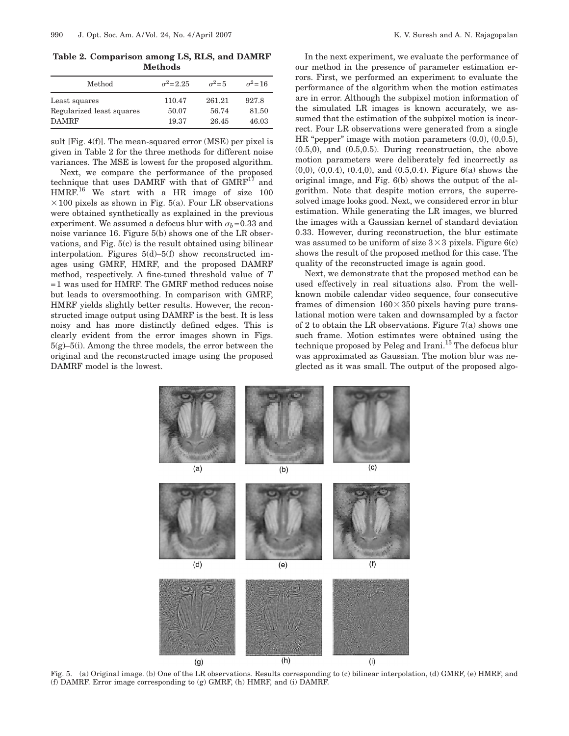**Table 2. Comparison among LS, RLS, and DAMRF Methods**

| Method | $\sigma^2=2.25$ | $\sigma^2=5$ | $\sigma^2=16$ |
|---|---|---|---|
| Least squares | 110.47 | 261.21 | 927.8 |
| Regularized least squares | 50.07 | 56.74 | 81.50 |
| DAMRF | 19.37 | 26.45 | 46.03 |

sult [Fig. 4(f)]. The mean-squared error (MSE) per pixel is given in Table 2 for the three methods for different noise variances. The MSE is lowest for the proposed algorithm.

Next, we compare the performance of the proposed technique that uses DAMRF with that of GMRF[17] and HMRF.[16] We start with a HR image of size $100 \times 100$ pixels as shown in Fig. 5(a). Four LR observations were obtained synthetically as explained in the previous experiment. We assumed a defocus blur with $\sigma_b=0.33$ and noise variance 16. Figure 5(b) shows one of the LR observations, and Fig. 5(c) is the result obtained using bilinear interpolation. Figures 5(d)–5(f) show reconstructed images using GMRF, HMRF, and the proposed DAMRF method, respectively. A fine-tuned threshold value of $T=1$ was used for HMRF. The GMRF method reduces noise but leads to oversmoothing. In comparison with GMRF, HMRF yields slightly better results. However, the reconstructed image output using DAMRF is the best. It is less noisy and has more distinctly defined edges. This is clearly evident from the error images shown in Figs. 5(g)–5(i). Among the three models, the error between the original and the reconstructed image using the proposed DAMRF model is the lowest.

In the next experiment, we evaluate the performance of our method in the presence of parameter estimation errors. First, we performed an experiment to evaluate the performance of the algorithm when the motion estimates are in error. Although the subpixel motion information of the simulated LR images is known accurately, we assumed that the estimation of the subpixel motion is incorrect. Four LR observations were generated from a single HR "pepper" image with motion parameters (0,0), (0,0.5), (0.5,0), and (0.5,0.5). During reconstruction, the above motion parameters were deliberately fed incorrectly as (0,0), (0,0.4), (0.4,0), and (0.5,0.4). Figure 6(a) shows the original image, and Fig. 6(b) shows the output of the algorithm. Note that despite motion errors, the superresolved image looks good. Next, we considered error in blur estimation. While generating the LR images, we blurred the images with a Gaussian kernel of standard deviation 0.33. However, during reconstruction, the blur estimate was assumed to be uniform of size $3 \times 3$ pixels. Figure 6(c) shows the result of the proposed method for this case. The quality of the reconstructed image is again good.

Next, we demonstrate that the proposed method can be used effectively in real situations also. From the well-known mobile calendar video sequence, four consecutive frames of dimension $160 \times 350$ pixels having pure translational motion were taken and downsampled by a factor of 2 to obtain the LR observations. Figure 7(a) shows one such frame. Motion estimates were obtained using the technique proposed by Peleg and Irani.[15] The defocus blur was approximated as Gaussian. The motion blur was neglected as it was small. The output of the proposed algo-

Fig. 5. (a) Original image. (b) One of the LR observations. Results corresponding to (c) bilinear interpolation, (d) GMRF, (e) HMRF, and (f) DAMRF. Error image corresponding to (g) GMRF, (h) HMRF, and (i) DAMRF.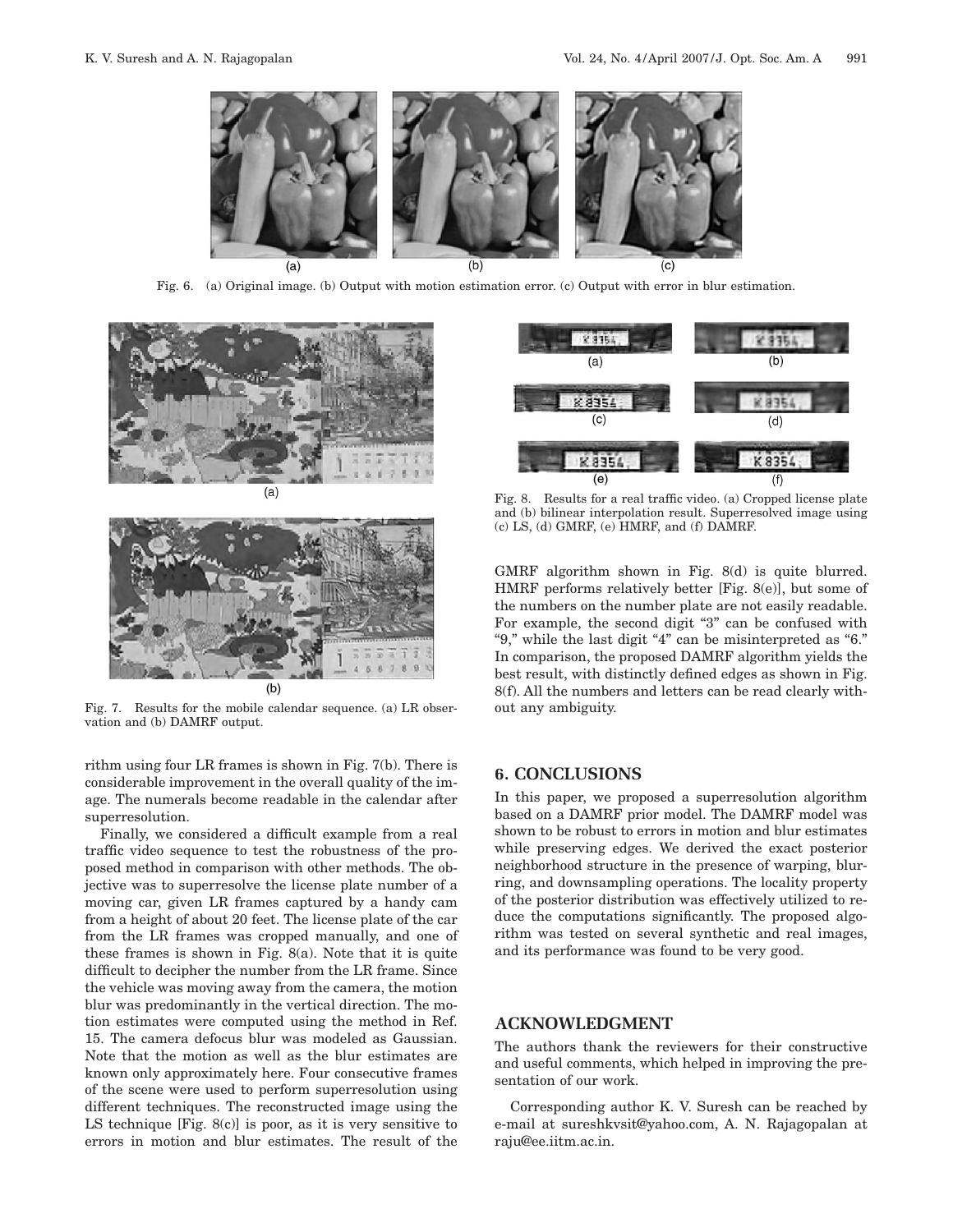Fig. 6. (a) Original image. (b) Output with motion estimation error. (c) Output with error in blur estimation.

Fig. 7. Results for the mobile calendar sequence. (a) LR observation and (b) DAMRF output.

rithm using four LR frames is shown in Fig. 7(b). There is considerable improvement in the overall quality of the image. The numerals become readable in the calendar after superresolution.

Finally, we considered a difficult example from a real traffic video sequence to test the robustness of the proposed method in comparison with other methods. The objective was to superresolve the license plate number of a moving car, given LR frames captured by a handy cam from a height of about 20 feet. The license plate of the car from the LR frames was cropped manually, and one of these frames is shown in Fig. 8(a). Note that it is quite difficult to decipher the number from the LR frame. Since the vehicle was moving away from the camera, the motion blur was predominantly in the vertical direction. The motion estimates were computed using the method in Ref. 15. The camera defocus blur was modeled as Gaussian. Note that the motion as well as the blur estimates are known only approximately here. Four consecutive frames of the scene were used to perform superresolution using different techniques. The reconstructed image using the LS technique [Fig. 8(c)] is poor, as it is very sensitive to errors in motion and blur estimates. The result of the GMRF algorithm shown in Fig. 8(d) is quite blurred. HMRF performs relatively better [Fig. 8(e)], but some of the numbers on the number plate are not easily readable. For example, the second digit "3" can be confused with "9," while the last digit "4" can be misinterpreted as "6." In comparison, the proposed DAMRF algorithm yields the best result, with distinctly defined edges as shown in Fig. 8(f). All the numbers and letters can be read clearly without any ambiguity.

Fig. 8. Results for a real traffic video. (a) Cropped license plate and (b) bilinear interpolation result. Superresolved image using (c) LS, (d) GMRF, (e) HMRF, and (f) DAMRF.

## 6. CONCLUSIONS

In this paper, we proposed a superresolution algorithm based on a DAMRF prior model. The DAMRF model was shown to be robust to errors in motion and blur estimates while preserving edges. We derived the exact posterior neighborhood structure in the presence of warping, blurring, and downsampling operations. The locality property of the posterior distribution was effectively utilized to reduce the computations significantly. The proposed algorithm was tested on several synthetic and real images, and its performance was found to be very good.

## ACKNOWLEDGMENT

The authors thank the reviewers for their constructive and useful comments, which helped in improving the presentation of our work.

Corresponding author K. V. Suresh can be reached by e-mail at sureshkvsit@yahoo.com, A. N. Rajagopalan at raju@ee.iitm.ac.in.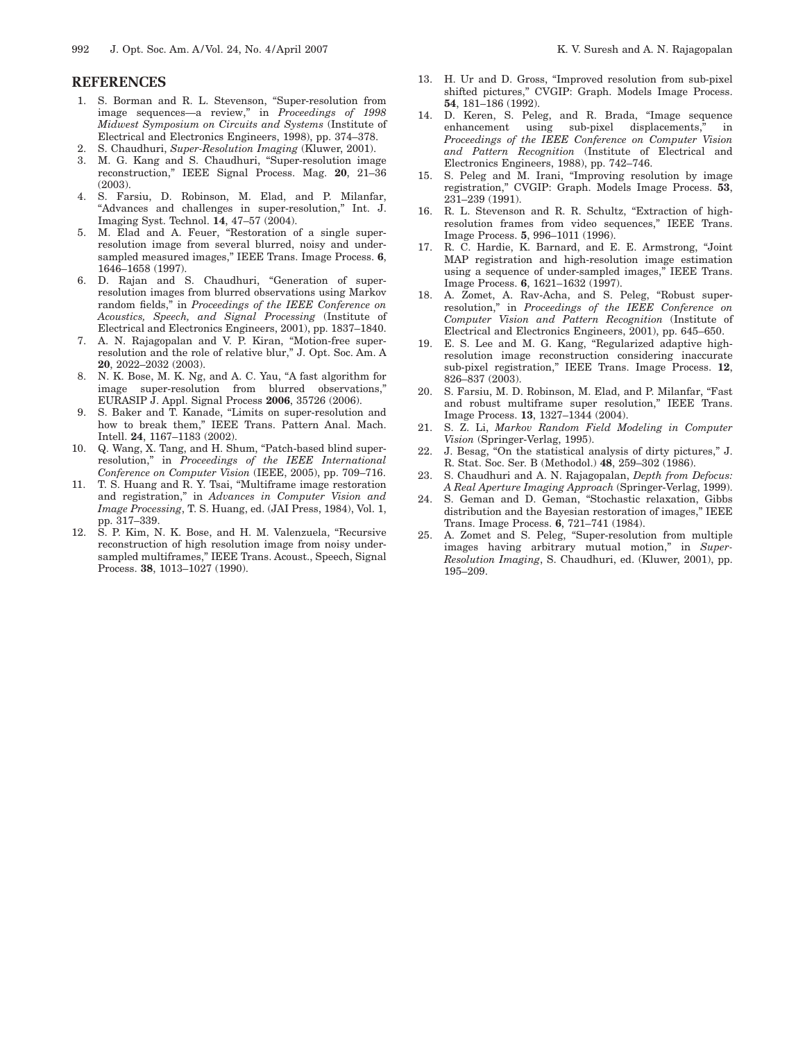## REFERENCES

1. S. Borman and R. L. Stevenson, "Super-resolution from image sequences—a review," in *Proceedings of 1998 Midwest Symposium on Circuits and Systems* (Institute of Electrical and Electronics Engineers, 1998), pp. 374–378.
2. S. Chaudhuri, *Super-Resolution Imaging* (Kluwer, 2001).
3. M. G. Kang and S. Chaudhuri, "Super-resolution image reconstruction," IEEE Signal Process. Mag. **20**, 21–36 (2003).
4. S. Farsiu, D. Robinson, M. Elad, and P. Milanfar, "Advances and challenges in super-resolution," Int. J. Imaging Syst. Technol. **14**, 47–57 (2004).
5. M. Elad and A. Feuer, "Restoration of a single super-resolution image from several blurred, noisy and under-sampled measured images," IEEE Trans. Image Process. **6**, 1646–1658 (1997).
6. D. Rajan and S. Chaudhuri, "Generation of super-resolution images from blurred observations using Markov random fields," in *Proceedings of the IEEE Conference on Acoustics, Speech, and Signal Processing* (Institute of Electrical and Electronics Engineers, 2001), pp. 1837–1840.
7. A. N. Rajagopalan and V. P. Kiran, "Motion-free super-resolution and the role of relative blur," J. Opt. Soc. Am. A **20**, 2022–2032 (2003).
8. N. K. Bose, M. K. Ng, and A. C. Yau, "A fast algorithm for image super-resolution from blurred observations," EURASIP J. Appl. Signal Process **2006**, 35726 (2006).
9. S. Baker and T. Kanade, "Limits on super-resolution and how to break them," IEEE Trans. Pattern Anal. Mach. Intell. **24**, 1167–1183 (2002).
10. Q. Wang, X. Tang, and H. Shum, "Patch-based blind super-resolution," in *Proceedings of the IEEE International Conference on Computer Vision* (IEEE, 2005), pp. 709–716.
11. T. S. Huang and R. Y. Tsai, "Multiframe image restoration and registration," in *Advances in Computer Vision and Image Processing*, T. S. Huang, ed. (JAI Press, 1984), Vol. 1, pp. 317–339.
12. S. P. Kim, N. K. Bose, and H. M. Valenzuela, "Recursive reconstruction of high resolution image from noisy under-sampled multiframes," IEEE Trans. Acoust., Speech, Signal Process. **38**, 1013–1027 (1990).
13. H. Ur and D. Gross, "Improved resolution from sub-pixel shifted pictures," CVGIP: Graph. Models Image Process. **54**, 181–186 (1992).
14. D. Keren, S. Peleg, and R. Brada, "Image sequence enhancement using sub-pixel displacements," in *Proceedings of the IEEE Conference on Computer Vision and Pattern Recognition* (Institute of Electrical and Electronics Engineers, 1988), pp. 742–746.
15. S. Peleg and M. Irani, "Improving resolution by image registration," CVGIP: Graph. Models Image Process. **53**, 231–239 (1991).
16. R. L. Stevenson and R. R. Schultz, "Extraction of high-resolution frames from video sequences," IEEE Trans. Image Process. **5**, 996–1011 (1996).
17. R. C. Hardie, K. Barnard, and E. E. Armstrong, "Joint MAP registration and high-resolution image estimation using a sequence of under-sampled images," IEEE Trans. Image Process. **6**, 1621–1632 (1997).
18. A. Zomet, A. Rav-Acha, and S. Peleg, "Robust super-resolution," in *Proceedings of the IEEE Conference on Computer Vision and Pattern Recognition* (Institute of Electrical and Electronics Engineers, 2001), pp. 645–650.
19. E. S. Lee and M. G. Kang, "Regularized adaptive high-resolution image reconstruction considering inaccurate sub-pixel registration," IEEE Trans. Image Process. **12**, 826–837 (2003).
20. S. Farsiu, M. D. Robinson, M. Elad, and P. Milanfar, "Fast and robust multiframe super resolution," IEEE Trans. Image Process. **13**, 1327–1344 (2004).
21. S. Z. Li, *Markov Random Field Modeling in Computer Vision* (Springer-Verlag, 1995).
22. J. Besag, "On the statistical analysis of dirty pictures," J. R. Stat. Soc. Ser. B (Methodol.) **48**, 259–302 (1986).
23. S. Chaudhuri and A. N. Rajagopalan, *Depth from Defocus: A Real Aperture Imaging Approach* (Springer-Verlag, 1999).
24. S. Geman and D. Geman, "Stochastic relaxation, Gibbs distribution and the Bayesian restoration of images," IEEE Trans. Image Process. **6**, 721–741 (1984).
25. A. Zomet and S. Peleg, "Super-resolution from multiple images having arbitrary mutual motion," in *Super-Resolution Imaging*, S. Chaudhuri, ed. (Kluwer, 2001), pp. 195–209.